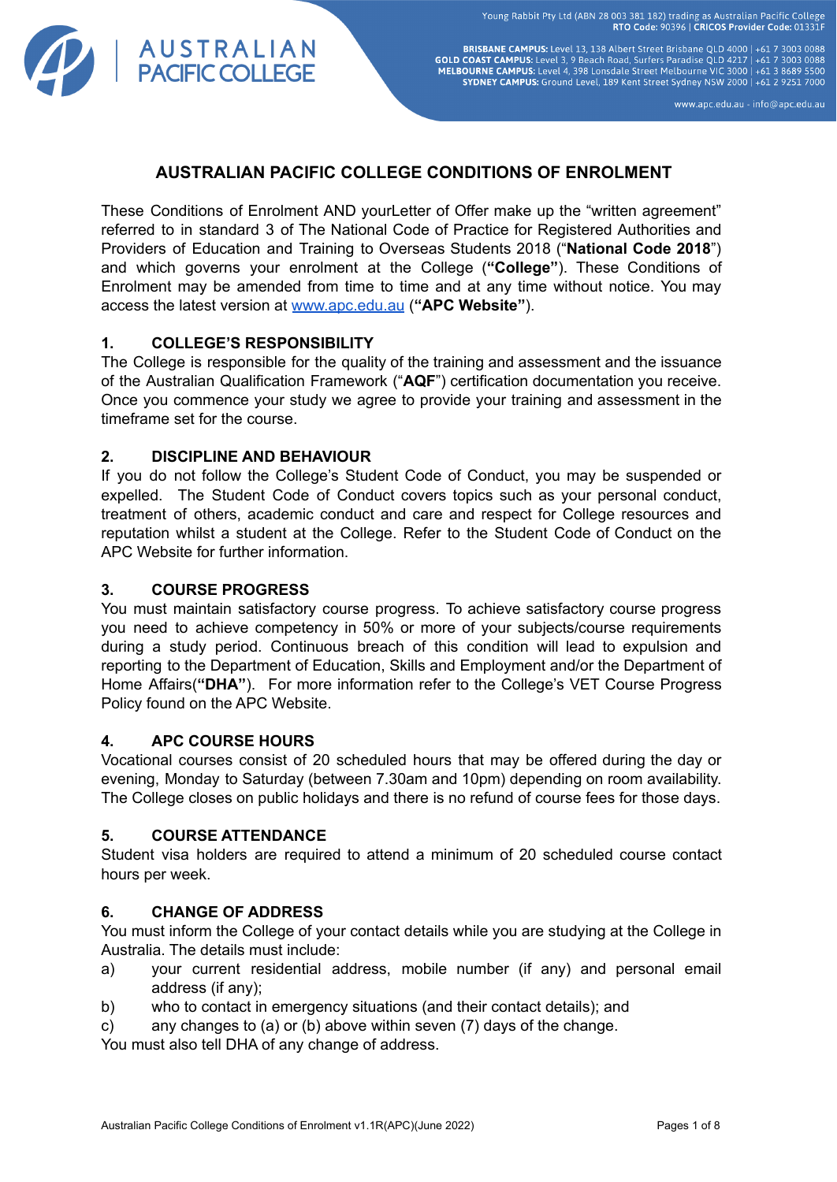# AUSTRALIAN PACIFIC COLLEGE CONDITIONS OF ENROLMENT

These Conditions of Enrolment AND yourLetter of Offer make up the "written agreement" referred to in standard 3 of The National Code of Practice for Registered Authorities and Providers of Education and Training to Overseas Students 2018 ("**National Code 2018**") and which governs your enrolment at the College (**"College"**). These Conditions of Enrolment may be amended from time to time and at any time without notice. You may access the latest version at www.apc.edu.au (**"APC Website"**).

## 1. COLLEGE'S RESPONSIBILITY

The College is responsible for the quality of the training and assessment and the issuance of the Australian Qualification Framework ("**AQF**") certification documentation you receive. Once you commence your study we agree to provide your training and assessment in the timeframe set for the course.

## 2. DISCIPLINE AND BEHAVIOUR

If you do not follow the College's Student Code of Conduct, you may be suspended or expelled. The Student Code of Conduct covers topics such as your personal conduct, treatment of others, academic conduct and care and respect for College resources and reputation whilst a student at the College. Refer to the Student Code of Conduct on the APC Website for further information.

## 3. COURSE PROGRESS

You must maintain satisfactory course progress. To achieve satisfactory course progress you need to achieve competency in 50% or more of your subjects/course requirements during a study period. Continuous breach of this condition will lead to expulsion and reporting to the Department of Education, Skills and Employment and/or the Department of Home Affairs(**"DHA"**). For more information refer to the College's VET Course Progress Policy found on the APC Website.

## 4. APC COURSE HOURS

Vocational courses consist of 20 scheduled hours that may be offered during the day or evening, Monday to Saturday (between 7.30am and 10pm) depending on room availability. The College closes on public holidays and there is no refund of course fees for those days.

## 5. COURSE ATTENDANCE

Student visa holders are required to attend a minimum of 20 scheduled course contact hours per week.

## 6. CHANGE OF ADDRESS

You must inform the College of your contact details while you are studying at the College in Australia. The details must include:

a) your current residential address, mobile number (if any) and personal email address (if any);

b) who to contact in emergency situations (and their contact details); and

c) any changes to (a) or (b) above within seven (7) days of the change.

You must also tell DHA of any change of address.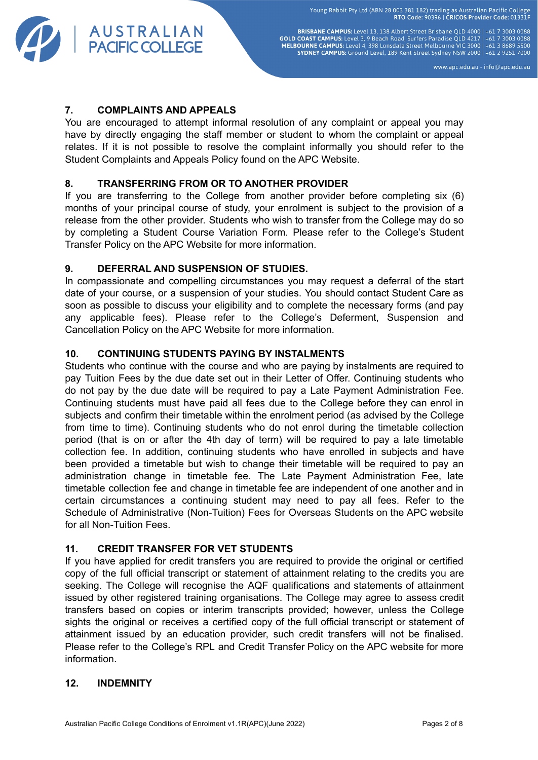## 7. COMPLAINTS AND APPEALS

You are encouraged to attempt informal resolution of any complaint or appeal you may have by directly engaging the staff member or student to whom the complaint or appeal relates. If it is not possible to resolve the complaint informally you should refer to the Student Complaints and Appeals Policy found on the APC Website.

## 8. TRANSFERRING FROM OR TO ANOTHER PROVIDER

If you are transferring to the College from another provider before completing six (6) months of your principal course of study, your enrolment is subject to the provision of a release from the other provider. Students who wish to transfer from the College may do so by completing a Student Course Variation Form. Please refer to the College's Student Transfer Policy on the APC Website for more information.

## 9. DEFERRAL AND SUSPENSION OF STUDIES.

In compassionate and compelling circumstances you may request a deferral of the start date of your course, or a suspension of your studies. You should contact Student Care as soon as possible to discuss your eligibility and to complete the necessary forms (and pay any applicable fees). Please refer to the College's Deferment, Suspension and Cancellation Policy on the APC Website for more information.

## 10. CONTINUING STUDENTS PAYING BY INSTALMENTS

Students who continue with the course and who are paying by instalments are required to pay Tuition Fees by the due date set out in their Letter of Offer. Continuing students who do not pay by the due date will be required to pay a Late Payment Administration Fee. Continuing students must have paid all fees due to the College before they can enrol in subjects and confirm their timetable within the enrolment period (as advised by the College from time to time). Continuing students who do not enrol during the timetable collection period (that is on or after the 4th day of term) will be required to pay a late timetable collection fee. In addition, continuing students who have enrolled in subjects and have been provided a timetable but wish to change their timetable will be required to pay an administration change in timetable fee. The Late Payment Administration Fee, late timetable collection fee and change in timetable fee are independent of one another and in certain circumstances a continuing student may need to pay all fees. Refer to the Schedule of Administrative (Non-Tuition) Fees for Overseas Students on the APC website for all Non-Tuition Fees.

## 11. CREDIT TRANSFER FOR VET STUDENTS

If you have applied for credit transfers you are required to provide the original or certified copy of the full official transcript or statement of attainment relating to the credits you are seeking. The College will recognise the AQF qualifications and statements of attainment issued by other registered training organisations. The College may agree to assess credit transfers based on copies or interim transcripts provided; however, unless the College sights the original or receives a certified copy of the full official transcript or statement of attainment issued by an education provider, such credit transfers will not be finalised. Please refer to the College's RPL and Credit Transfer Policy on the APC website for more information.

## 12. INDEMNITY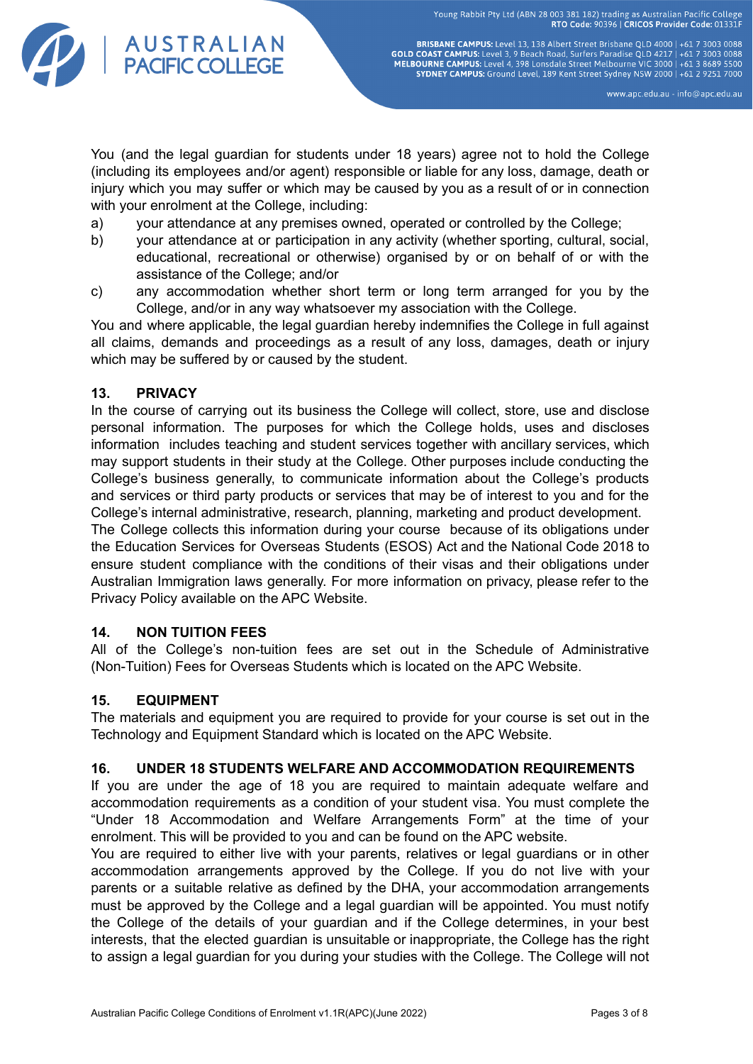You (and the legal guardian for students under 18 years) agree not to hold the College (including its employees and/or agent) responsible or liable for any loss, damage, death or injury which you may suffer or which may be caused by you as a result of or in connection with your enrolment at the College, including:

a) your attendance at any premises owned, operated or controlled by the College;
b) your attendance at or participation in any activity (whether sporting, cultural, social, educational, recreational or otherwise) organised by or on behalf of or with the assistance of the College; and/or
c) any accommodation whether short term or long term arranged for you by the College, and/or in any way whatsoever my association with the College.

You and where applicable, the legal guardian hereby indemnifies the College in full against all claims, demands and proceedings as a result of any loss, damages, death or injury which may be suffered by or caused by the student.

## 13. PRIVACY

In the course of carrying out its business the College will collect, store, use and disclose personal information. The purposes for which the College holds, uses and discloses information includes teaching and student services together with ancillary services, which may support students in their study at the College. Other purposes include conducting the College's business generally, to communicate information about the College's products and services or third party products or services that may be of interest to you and for the College's internal administrative, research, planning, marketing and product development.

The College collects this information during your course because of its obligations under the Education Services for Overseas Students (ESOS) Act and the National Code 2018 to ensure student compliance with the conditions of their visas and their obligations under Australian Immigration laws generally. For more information on privacy, please refer to the Privacy Policy available on the APC Website.

## 14. NON TUITION FEES

All of the College's non-tuition fees are set out in the Schedule of Administrative (Non-Tuition) Fees for Overseas Students which is located on the APC Website.

## 15. EQUIPMENT

The materials and equipment you are required to provide for your course is set out in the Technology and Equipment Standard which is located on the APC Website.

## 16. UNDER 18 STUDENTS WELFARE AND ACCOMMODATION REQUIREMENTS

If you are under the age of 18 you are required to maintain adequate welfare and accommodation requirements as a condition of your student visa. You must complete the "Under 18 Accommodation and Welfare Arrangements Form" at the time of your enrolment. This will be provided to you and can be found on the APC website.

You are required to either live with your parents, relatives or legal guardians or in other accommodation arrangements approved by the College. If you do not live with your parents or a suitable relative as defined by the DHA, your accommodation arrangements must be approved by the College and a legal guardian will be appointed. You must notify the College of the details of your guardian and if the College determines, in your best interests, that the elected guardian is unsuitable or inappropriate, the College has the right to assign a legal guardian for you during your studies with the College. The College will not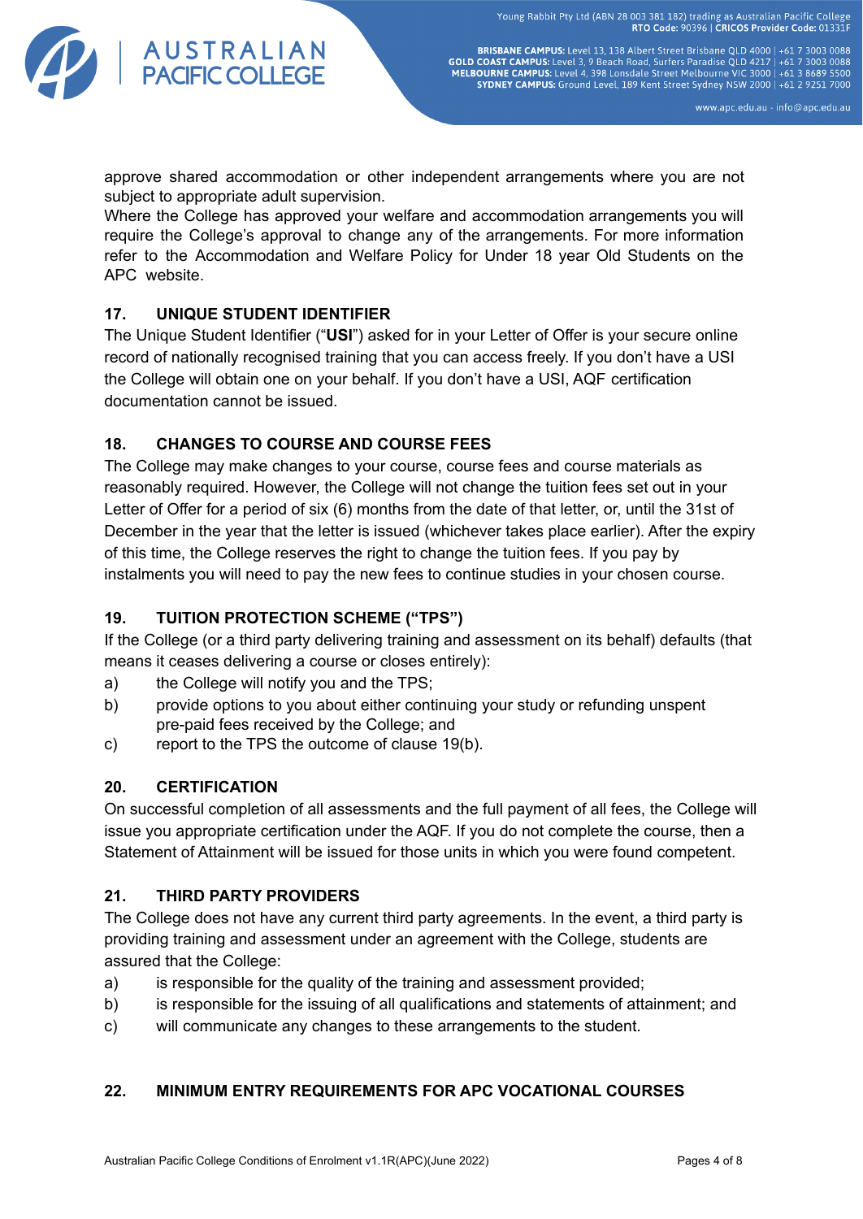approve shared accommodation or other independent arrangements where you are not subject to appropriate adult supervision.

Where the College has approved your welfare and accommodation arrangements you will require the College's approval to change any of the arrangements. For more information refer to the Accommodation and Welfare Policy for Under 18 year Old Students on the APC website.

## 17. UNIQUE STUDENT IDENTIFIER

The Unique Student Identifier ("**USI**") asked for in your Letter of Offer is your secure online record of nationally recognised training that you can access freely. If you don't have a USI the College will obtain one on your behalf. If you don't have a USI, AQF certification documentation cannot be issued.

## 18. CHANGES TO COURSE AND COURSE FEES

The College may make changes to your course, course fees and course materials as reasonably required. However, the College will not change the tuition fees set out in your Letter of Offer for a period of six (6) months from the date of that letter, or, until the 31st of December in the year that the letter is issued (whichever takes place earlier). After the expiry of this time, the College reserves the right to change the tuition fees. If you pay by instalments you will need to pay the new fees to continue studies in your chosen course.

## 19. TUITION PROTECTION SCHEME ("TPS")

If the College (or a third party delivering training and assessment on its behalf) defaults (that means it ceases delivering a course or closes entirely):

a) the College will notify you and the TPS;

b) provide options to you about either continuing your study or refunding unspent pre-paid fees received by the College; and

c) report to the TPS the outcome of clause 19(b).

## 20. CERTIFICATION

On successful completion of all assessments and the full payment of all fees, the College will issue you appropriate certification under the AQF. If you do not complete the course, then a Statement of Attainment will be issued for those units in which you were found competent.

## 21. THIRD PARTY PROVIDERS

The College does not have any current third party agreements. In the event, a third party is providing training and assessment under an agreement with the College, students are assured that the College:

a) is responsible for the quality of the training and assessment provided;

b) is responsible for the issuing of all qualifications and statements of attainment; and

c) will communicate any changes to these arrangements to the student.

## 22. MINIMUM ENTRY REQUIREMENTS FOR APC VOCATIONAL COURSES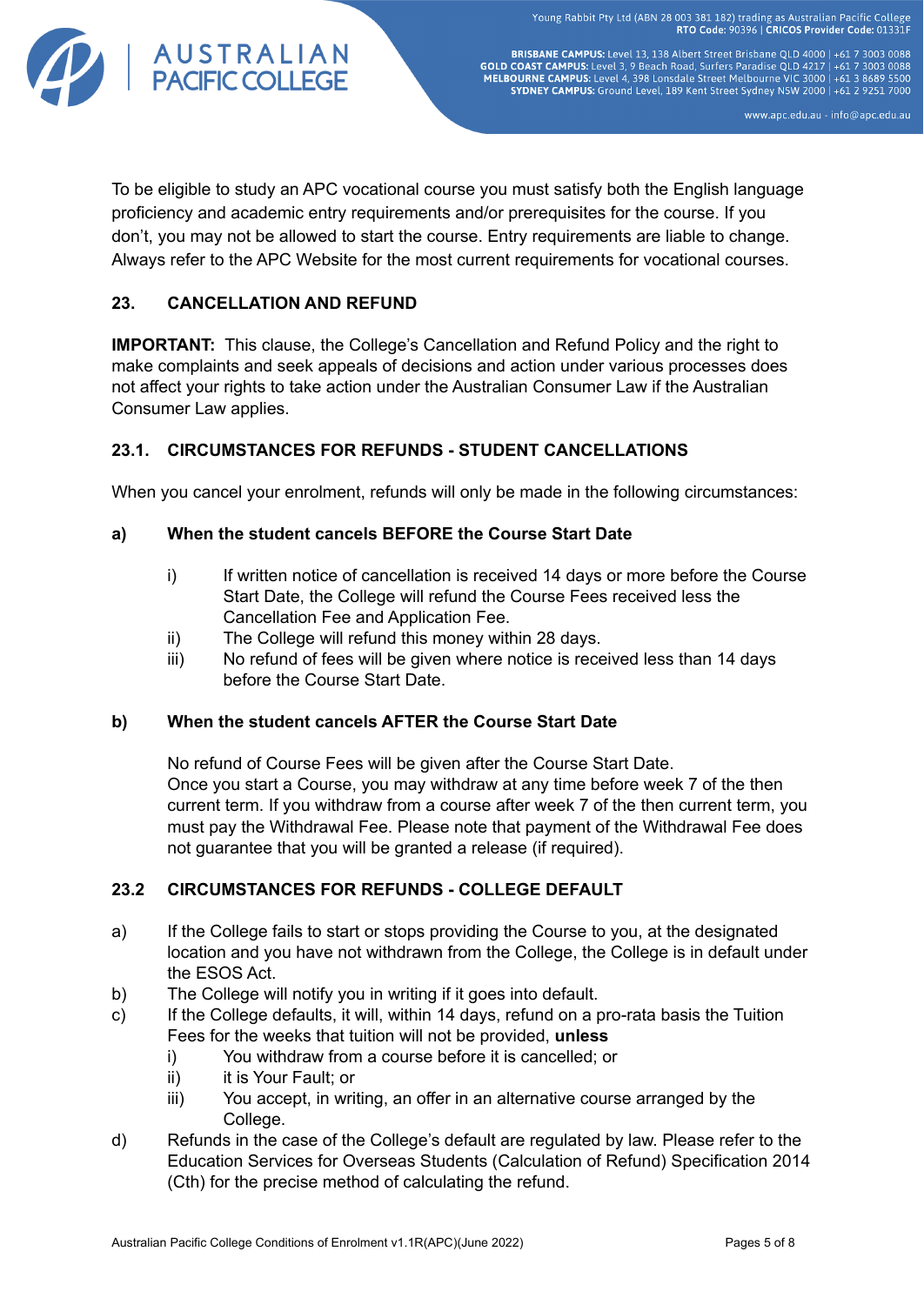To be eligible to study an APC vocational course you must satisfy both the English language proficiency and academic entry requirements and/or prerequisites for the course. If you don't, you may not be allowed to start the course. Entry requirements are liable to change. Always refer to the APC Website for the most current requirements for vocational courses.

## 23. CANCELLATION AND REFUND

**IMPORTANT:** This clause, the College's Cancellation and Refund Policy and the right to make complaints and seek appeals of decisions and action under various processes does not affect your rights to take action under the Australian Consumer Law if the Australian Consumer Law applies.

### 23.1. CIRCUMSTANCES FOR REFUNDS - STUDENT CANCELLATIONS

When you cancel your enrolment, refunds will only be made in the following circumstances:

**a) When the student cancels BEFORE the Course Start Date**

i) If written notice of cancellation is received 14 days or more before the Course Start Date, the College will refund the Course Fees received less the Cancellation Fee and Application Fee.

ii) The College will refund this money within 28 days.

iii) No refund of fees will be given where notice is received less than 14 days before the Course Start Date.

**b) When the student cancels AFTER the Course Start Date**

No refund of Course Fees will be given after the Course Start Date.
Once you start a Course, you may withdraw at any time before week 7 of the then current term. If you withdraw from a course after week 7 of the then current term, you must pay the Withdrawal Fee. Please note that payment of the Withdrawal Fee does not guarantee that you will be granted a release (if required).

### 23.2 CIRCUMSTANCES FOR REFUNDS - COLLEGE DEFAULT

a) If the College fails to start or stops providing the Course to you, at the designated location and you have not withdrawn from the College, the College is in default under the ESOS Act.

b) The College will notify you in writing if it goes into default.

c) If the College defaults, it will, within 14 days, refund on a pro-rata basis the Tuition Fees for the weeks that tuition will not be provided, **unless**

   i) You withdraw from a course before it is cancelled; or

   ii) it is Your Fault; or

   iii) You accept, in writing, an offer in an alternative course arranged by the College.

d) Refunds in the case of the College's default are regulated by law. Please refer to the Education Services for Overseas Students (Calculation of Refund) Specification 2014 (Cth) for the precise method of calculating the refund.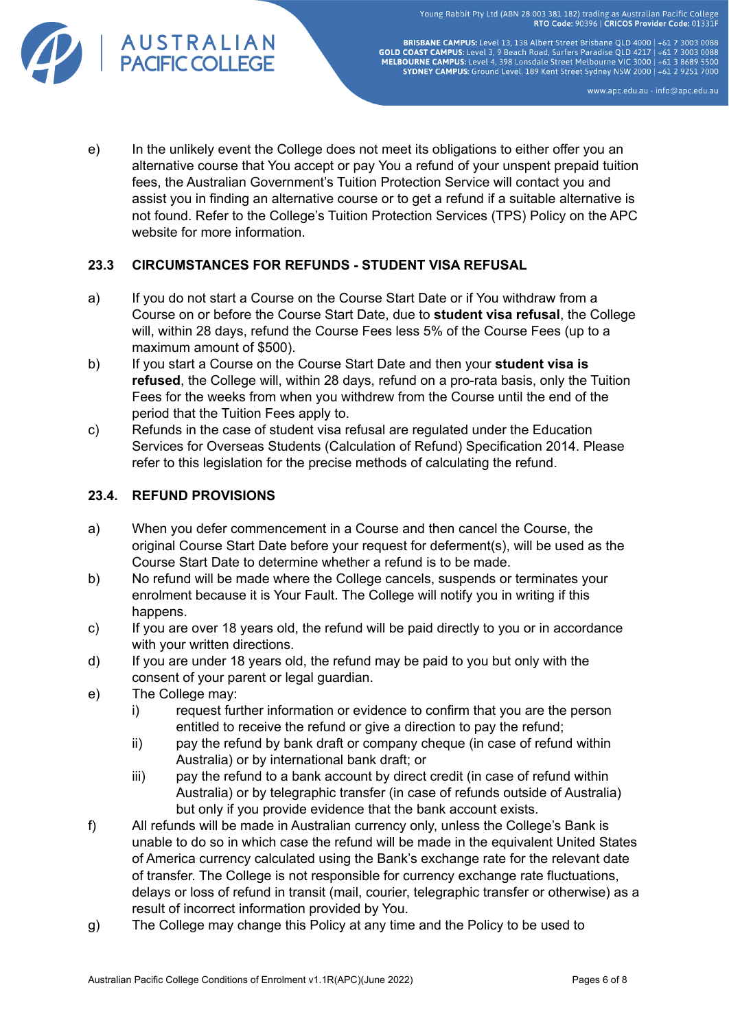e) In the unlikely event the College does not meet its obligations to either offer you an alternative course that You accept or pay You a refund of your unspent prepaid tuition fees, the Australian Government's Tuition Protection Service will contact you and assist you in finding an alternative course or to get a refund if a suitable alternative is not found. Refer to the College's Tuition Protection Services (TPS) Policy on the APC website for more information.

### 23.3 CIRCUMSTANCES FOR REFUNDS - STUDENT VISA REFUSAL

a) If you do not start a Course on the Course Start Date or if You withdraw from a Course on or before the Course Start Date, due to **student visa refusal**, the College will, within 28 days, refund the Course Fees less 5% of the Course Fees (up to a maximum amount of $500).

b) If you start a Course on the Course Start Date and then your **student visa is refused**, the College will, within 28 days, refund on a pro-rata basis, only the Tuition Fees for the weeks from when you withdrew from the Course until the end of the period that the Tuition Fees apply to.

c) Refunds in the case of student visa refusal are regulated under the Education Services for Overseas Students (Calculation of Refund) Specification 2014. Please refer to this legislation for the precise methods of calculating the refund.

### 23.4. REFUND PROVISIONS

a) When you defer commencement in a Course and then cancel the Course, the original Course Start Date before your request for deferment(s), will be used as the Course Start Date to determine whether a refund is to be made.

b) No refund will be made where the College cancels, suspends or terminates your enrolment because it is Your Fault. The College will notify you in writing if this happens.

c) If you are over 18 years old, the refund will be paid directly to you or in accordance with your written directions.

d) If you are under 18 years old, the refund may be paid to you but only with the consent of your parent or legal guardian.

e) The College may:

   i) request further information or evidence to confirm that you are the person entitled to receive the refund or give a direction to pay the refund;

   ii) pay the refund by bank draft or company cheque (in case of refund within Australia) or by international bank draft; or

   iii) pay the refund to a bank account by direct credit (in case of refund within Australia) or by telegraphic transfer (in case of refunds outside of Australia) but only if you provide evidence that the bank account exists.

f) All refunds will be made in Australian currency only, unless the College's Bank is unable to do so in which case the refund will be made in the equivalent United States of America currency calculated using the Bank's exchange rate for the relevant date of transfer. The College is not responsible for currency exchange rate fluctuations, delays or loss of refund in transit (mail, courier, telegraphic transfer or otherwise) as a result of incorrect information provided by You.

g) The College may change this Policy at any time and the Policy to be used to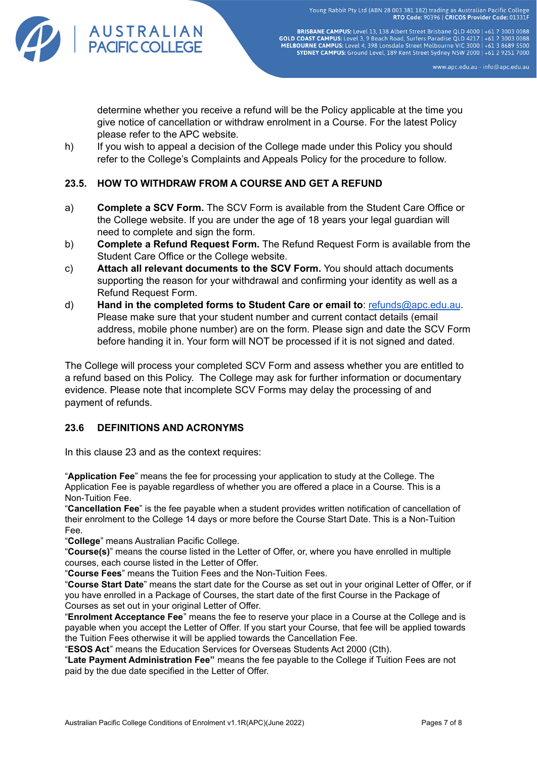determine whether you receive a refund will be the Policy applicable at the time you give notice of cancellation or withdraw enrolment in a Course. For the latest Policy please refer to the APC website.

h) If you wish to appeal a decision of the College made under this Policy you should refer to the College's Complaints and Appeals Policy for the procedure to follow.

### 23.5. HOW TO WITHDRAW FROM A COURSE AND GET A REFUND

a) **Complete a SCV Form.** The SCV Form is available from the Student Care Office or the College website. If you are under the age of 18 years your legal guardian will need to complete and sign the form.

b) **Complete a Refund Request Form.** The Refund Request Form is available from the Student Care Office or the College website.

c) **Attach all relevant documents to the SCV Form.** You should attach documents supporting the reason for your withdrawal and confirming your identity as well as a Refund Request Form.

d) **Hand in the completed forms to Student Care or email to**: refunds@apc.edu.au. Please make sure that your student number and current contact details (email address, mobile phone number) are on the form. Please sign and date the SCV Form before handing it in. Your form will NOT be processed if it is not signed and dated.

The College will process your completed SCV Form and assess whether you are entitled to a refund based on this Policy. The College may ask for further information or documentary evidence. Please note that incomplete SCV Forms may delay the processing of and payment of refunds.

### 23.6 DEFINITIONS AND ACRONYMS

In this clause 23 and as the context requires:

"**Application Fee**" means the fee for processing your application to study at the College. The Application Fee is payable regardless of whether you are offered a place in a Course. This is a Non-Tuition Fee.

"**Cancellation Fee**" is the fee payable when a student provides written notification of cancellation of their enrolment to the College 14 days or more before the Course Start Date. This is a Non-Tuition Fee.

"**College**" means Australian Pacific College.

"**Course(s)**" means the course listed in the Letter of Offer, or, where you have enrolled in multiple courses, each course listed in the Letter of Offer.

"**Course Fees**" means the Tuition Fees and the Non-Tuition Fees.

"**Course Start Date**" means the start date for the Course as set out in your original Letter of Offer, or if you have enrolled in a Package of Courses, the start date of the first Course in the Package of Courses as set out in your original Letter of Offer.

"**Enrolment Acceptance Fee**" means the fee to reserve your place in a Course at the College and is payable when you accept the Letter of Offer. If you start your Course, that fee will be applied towards the Tuition Fees otherwise it will be applied towards the Cancellation Fee.

"**ESOS Act**" means the Education Services for Overseas Students Act 2000 (Cth).

"**Late Payment Administration Fee**" means the fee payable to the College if Tuition Fees are not paid by the due date specified in the Letter of Offer.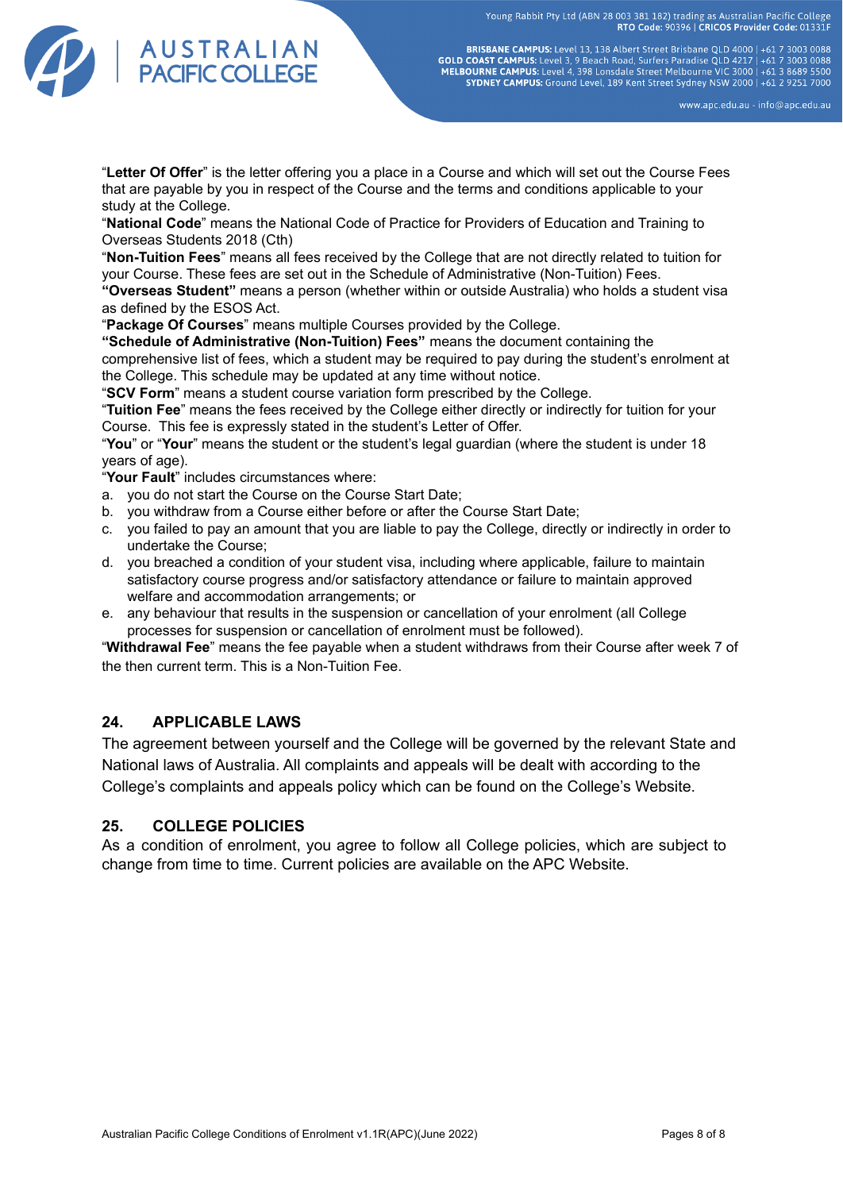"**Letter Of Offer**" is the letter offering you a place in a Course and which will set out the Course Fees that are payable by you in respect of the Course and the terms and conditions applicable to your study at the College.

"**National Code**" means the National Code of Practice for Providers of Education and Training to Overseas Students 2018 (Cth)

"**Non-Tuition Fees**" means all fees received by the College that are not directly related to tuition for your Course. These fees are set out in the Schedule of Administrative (Non-Tuition) Fees.

**"Overseas Student"** means a person (whether within or outside Australia) who holds a student visa as defined by the ESOS Act.

"**Package Of Courses**" means multiple Courses provided by the College.

**"Schedule of Administrative (Non-Tuition) Fees"** means the document containing the comprehensive list of fees, which a student may be required to pay during the student's enrolment at the College. This schedule may be updated at any time without notice.

"**SCV Form**" means a student course variation form prescribed by the College.

"**Tuition Fee**" means the fees received by the College either directly or indirectly for tuition for your Course. This fee is expressly stated in the student's Letter of Offer.

"**You**" or "**Your**" means the student or the student's legal guardian (where the student is under 18 years of age).

"**Your Fault**" includes circumstances where:

a. you do not start the Course on the Course Start Date;
b. you withdraw from a Course either before or after the Course Start Date;
c. you failed to pay an amount that you are liable to pay the College, directly or indirectly in order to undertake the Course;
d. you breached a condition of your student visa, including where applicable, failure to maintain satisfactory course progress and/or satisfactory attendance or failure to maintain approved welfare and accommodation arrangements; or
e. any behaviour that results in the suspension or cancellation of your enrolment (all College processes for suspension or cancellation of enrolment must be followed).

"**Withdrawal Fee**" means the fee payable when a student withdraws from their Course after week 7 of the then current term. This is a Non-Tuition Fee.

## 24. APPLICABLE LAWS

The agreement between yourself and the College will be governed by the relevant State and National laws of Australia. All complaints and appeals will be dealt with according to the College's complaints and appeals policy which can be found on the College's Website.

## 25. COLLEGE POLICIES

As a condition of enrolment, you agree to follow all College policies, which are subject to change from time to time. Current policies are available on the APC Website.